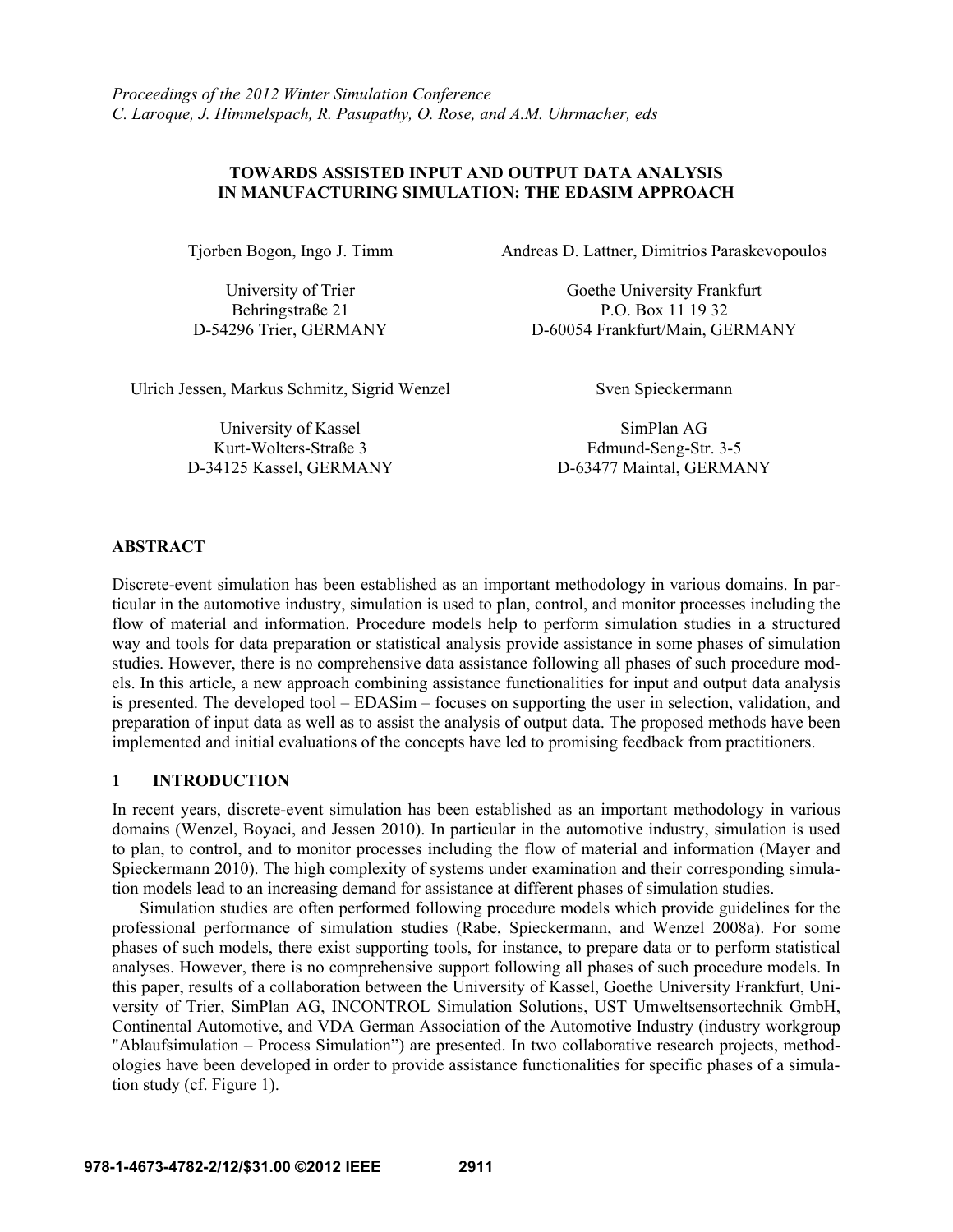*Proceedings of the 2012 Winter Simulation Conference*
*C. Laroque, J. Himmelspach, R. Pasupathy, O. Rose, and A.M. Uhrmacher, eds*

# TOWARDS ASSISTED INPUT AND OUTPUT DATA ANALYSIS IN MANUFACTURING SIMULATION: THE EDASIM APPROACH

Tjorben Bogon, Ingo J. Timm

University of Trier
Behringstraße 21
D-54296 Trier, GERMANY

Andreas D. Lattner, Dimitrios Paraskevopoulos

Goethe University Frankfurt
P.O. Box 11 19 32
D-60054 Frankfurt/Main, GERMANY

Ulrich Jessen, Markus Schmitz, Sigrid Wenzel

University of Kassel
Kurt-Wolters-Straße 3
D-34125 Kassel, GERMANY

Sven Spieckermann

SimPlan AG
Edmund-Seng-Str. 3-5
D-63477 Maintal, GERMANY

## ABSTRACT

Discrete-event simulation has been established as an important methodology in various domains. In particular in the automotive industry, simulation is used to plan, control, and monitor processes including the flow of material and information. Procedure models help to perform simulation studies in a structured way and tools for data preparation or statistical analysis provide assistance in some phases of simulation studies. However, there is no comprehensive data assistance following all phases of such procedure models. In this article, a new approach combining assistance functionalities for input and output data analysis is presented. The developed tool – EDASim – focuses on supporting the user in selection, validation, and preparation of input data as well as to assist the analysis of output data. The proposed methods have been implemented and initial evaluations of the concepts have led to promising feedback from practitioners.

## 1 INTRODUCTION

In recent years, discrete-event simulation has been established as an important methodology in various domains (Wenzel, Boyaci, and Jessen 2010). In particular in the automotive industry, simulation is used to plan, to control, and to monitor processes including the flow of material and information (Mayer and Spieckermann 2010). The high complexity of systems under examination and their corresponding simulation models lead to an increasing demand for assistance at different phases of simulation studies.

Simulation studies are often performed following procedure models which provide guidelines for the professional performance of simulation studies (Rabe, Spieckermann, and Wenzel 2008a). For some phases of such models, there exist supporting tools, for instance, to prepare data or to perform statistical analyses. However, there is no comprehensive support following all phases of such procedure models. In this paper, results of a collaboration between the University of Kassel, Goethe University Frankfurt, University of Trier, SimPlan AG, INCONTROL Simulation Solutions, UST Umweltsensortechnik GmbH, Continental Automotive, and VDA German Association of the Automotive Industry (industry workgroup "Ablaufsimulation – Process Simulation") are presented. In two collaborative research projects, methodologies have been developed in order to provide assistance functionalities for specific phases of a simulation study (cf. Figure 1).

978-1-4673-4782-2/12/$31.00 ©2012 IEEE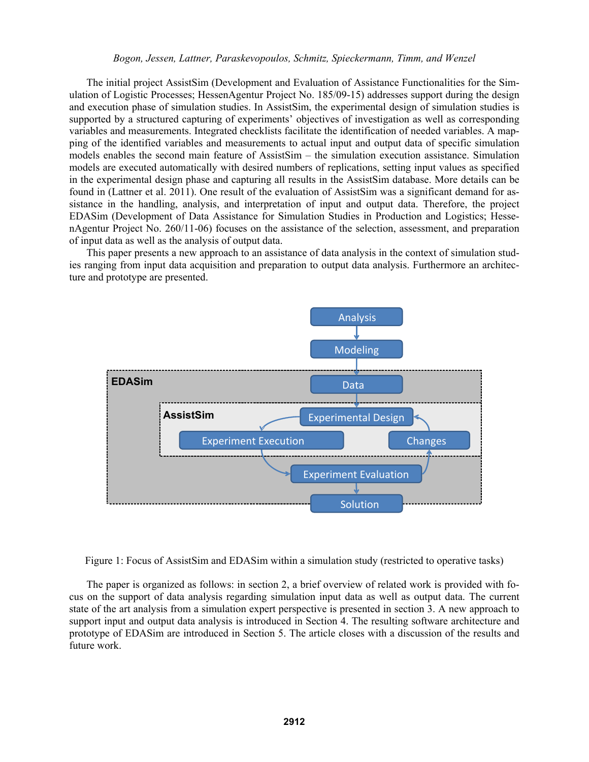The initial project AssistSim (Development and Evaluation of Assistance Functionalities for the Simulation of Logistic Processes; HessenAgentur Project No. 185/09-15) addresses support during the design and execution phase of simulation studies. In AssistSim, the experimental design of simulation studies is supported by a structured capturing of experiments' objectives of investigation as well as corresponding variables and measurements. Integrated checklists facilitate the identification of needed variables. A mapping of the identified variables and measurements to actual input and output data of specific simulation models enables the second main feature of AssistSim – the simulation execution assistance. Simulation models are executed automatically with desired numbers of replications, setting input values as specified in the experimental design phase and capturing all results in the AssistSim database. More details can be found in (Lattner et al. 2011). One result of the evaluation of AssistSim was a significant demand for assistance in the handling, analysis, and interpretation of input and output data. Therefore, the project EDASim (Development of Data Assistance for Simulation Studies in Production and Logistics; HessenAgentur Project No. 260/11-06) focuses on the assistance of the selection, assessment, and preparation of input data as well as the analysis of output data.

This paper presents a new approach to an assistance of data analysis in the context of simulation studies ranging from input data acquisition and preparation to output data analysis. Furthermore an architecture and prototype are presented.

Figure 1: Focus of AssistSim and EDASim within a simulation study (restricted to operative tasks)

The paper is organized as follows: in section 2, a brief overview of related work is provided with focus on the support of data analysis regarding simulation input data as well as output data. The current state of the art analysis from a simulation expert perspective is presented in section 3. A new approach to support input and output data analysis is introduced in Section 4. The resulting software architecture and prototype of EDASim are introduced in Section 5. The article closes with a discussion of the results and future work.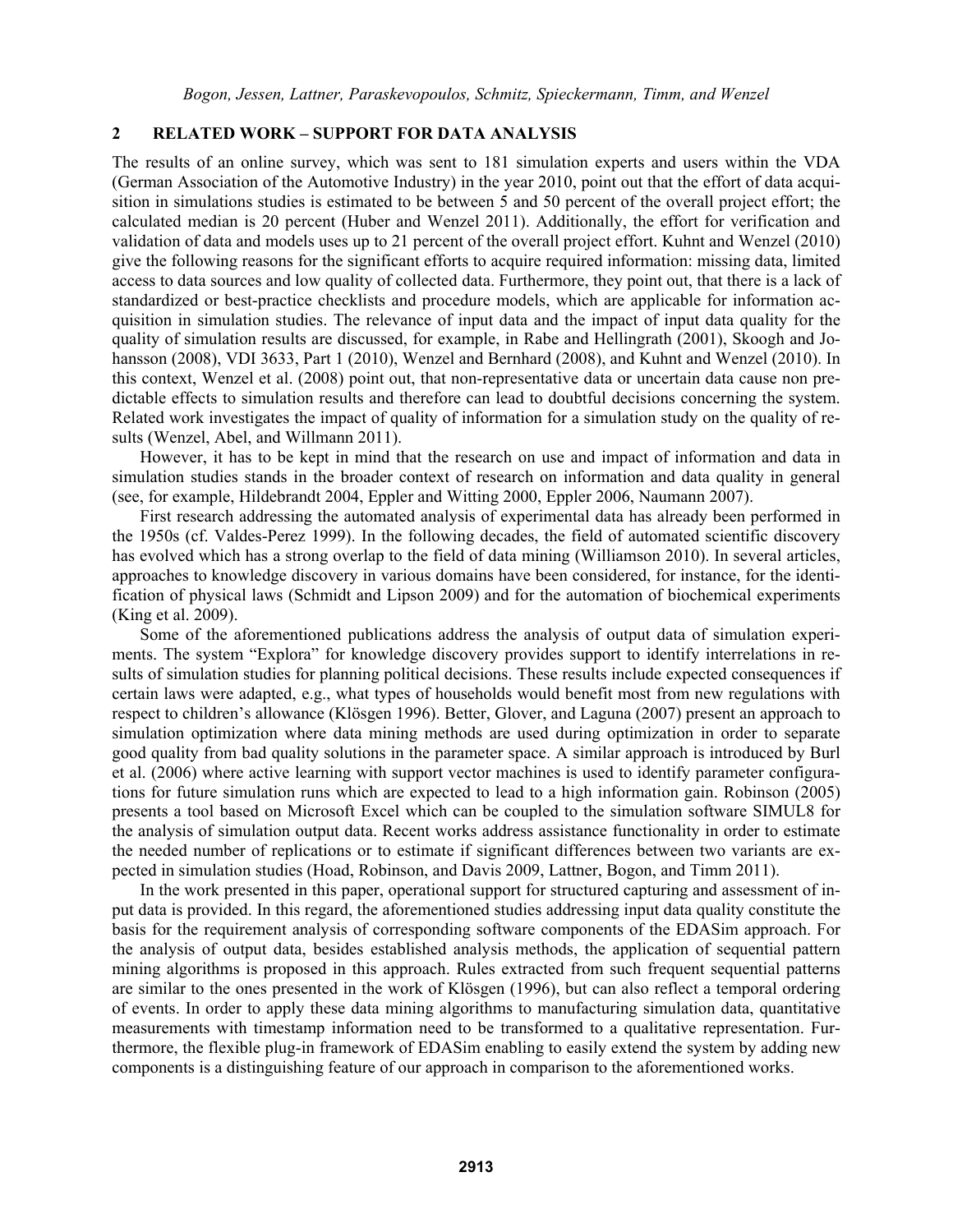## 2 RELATED WORK – SUPPORT FOR DATA ANALYSIS

The results of an online survey, which was sent to 181 simulation experts and users within the VDA (German Association of the Automotive Industry) in the year 2010, point out that the effort of data acquisition in simulations studies is estimated to be between 5 and 50 percent of the overall project effort; the calculated median is 20 percent (Huber and Wenzel 2011). Additionally, the effort for verification and validation of data and models uses up to 21 percent of the overall project effort. Kuhnt and Wenzel (2010) give the following reasons for the significant efforts to acquire required information: missing data, limited access to data sources and low quality of collected data. Furthermore, they point out, that there is a lack of standardized or best-practice checklists and procedure models, which are applicable for information acquisition in simulation studies. The relevance of input data and the impact of input data quality for the quality of simulation results are discussed, for example, in Rabe and Hellingrath (2001), Skoogh and Johansson (2008), VDI 3633, Part 1 (2010), Wenzel and Bernhard (2008), and Kuhnt and Wenzel (2010). In this context, Wenzel et al. (2008) point out, that non-representative data or uncertain data cause non predictable effects to simulation results and therefore can lead to doubtful decisions concerning the system. Related work investigates the impact of quality of information for a simulation study on the quality of results (Wenzel, Abel, and Willmann 2011).

However, it has to be kept in mind that the research on use and impact of information and data in simulation studies stands in the broader context of research on information and data quality in general (see, for example, Hildebrandt 2004, Eppler and Witting 2000, Eppler 2006, Naumann 2007).

First research addressing the automated analysis of experimental data has already been performed in the 1950s (cf. Valdes-Perez 1999). In the following decades, the field of automated scientific discovery has evolved which has a strong overlap to the field of data mining (Williamson 2010). In several articles, approaches to knowledge discovery in various domains have been considered, for instance, for the identification of physical laws (Schmidt and Lipson 2009) and for the automation of biochemical experiments (King et al. 2009).

Some of the aforementioned publications address the analysis of output data of simulation experiments. The system "Explora" for knowledge discovery provides support to identify interrelations in results of simulation studies for planning political decisions. These results include expected consequences if certain laws were adapted, e.g., what types of households would benefit most from new regulations with respect to children's allowance (Klösgen 1996). Better, Glover, and Laguna (2007) present an approach to simulation optimization where data mining methods are used during optimization in order to separate good quality from bad quality solutions in the parameter space. A similar approach is introduced by Burl et al. (2006) where active learning with support vector machines is used to identify parameter configurations for future simulation runs which are expected to lead to a high information gain. Robinson (2005) presents a tool based on Microsoft Excel which can be coupled to the simulation software SIMUL8 for the analysis of simulation output data. Recent works address assistance functionality in order to estimate the needed number of replications or to estimate if significant differences between two variants are expected in simulation studies (Hoad, Robinson, and Davis 2009, Lattner, Bogon, and Timm 2011).

In the work presented in this paper, operational support for structured capturing and assessment of input data is provided. In this regard, the aforementioned studies addressing input data quality constitute the basis for the requirement analysis of corresponding software components of the EDASim approach. For the analysis of output data, besides established analysis methods, the application of sequential pattern mining algorithms is proposed in this approach. Rules extracted from such frequent sequential patterns are similar to the ones presented in the work of Klösgen (1996), but can also reflect a temporal ordering of events. In order to apply these data mining algorithms to manufacturing simulation data, quantitative measurements with timestamp information need to be transformed to a qualitative representation. Furthermore, the flexible plug-in framework of EDASim enabling to easily extend the system by adding new components is a distinguishing feature of our approach in comparison to the aforementioned works.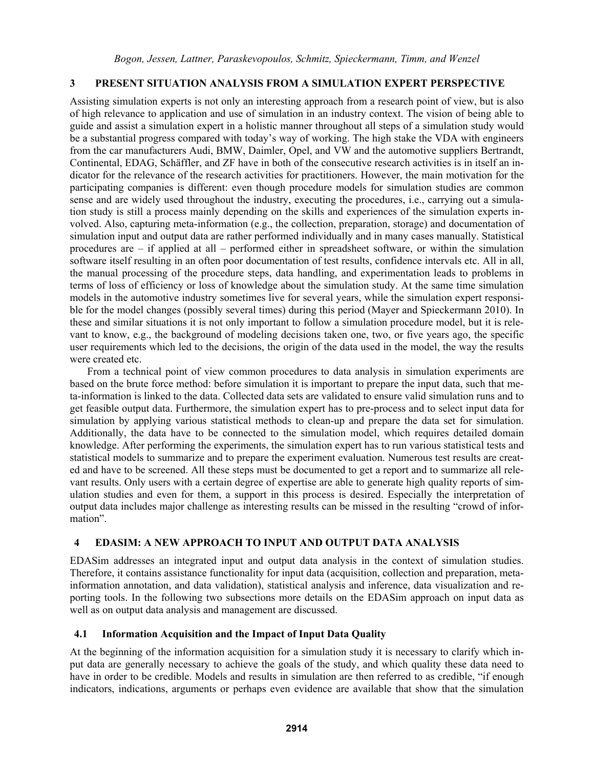## 3 PRESENT SITUATION ANALYSIS FROM A SIMULATION EXPERT PERSPECTIVE

Assisting simulation experts is not only an interesting approach from a research point of view, but is also of high relevance to application and use of simulation in an industry context. The vision of being able to guide and assist a simulation expert in a holistic manner throughout all steps of a simulation study would be a substantial progress compared with today's way of working. The high stake the VDA with engineers from the car manufacturers Audi, BMW, Daimler, Opel, and VW and the automotive suppliers Bertrandt, Continental, EDAG, Schäffler, and ZF have in both of the consecutive research activities is in itself an indicator for the relevance of the research activities for practitioners. However, the main motivation for the participating companies is different: even though procedure models for simulation studies are common sense and are widely used throughout the industry, executing the procedures, i.e., carrying out a simulation study is still a process mainly depending on the skills and experiences of the simulation experts involved. Also, capturing meta-information (e.g., the collection, preparation, storage) and documentation of simulation input and output data are rather performed individually and in many cases manually. Statistical procedures are – if applied at all – performed either in spreadsheet software, or within the simulation software itself resulting in an often poor documentation of test results, confidence intervals etc. All in all, the manual processing of the procedure steps, data handling, and experimentation leads to problems in terms of loss of efficiency or loss of knowledge about the simulation study. At the same time simulation models in the automotive industry sometimes live for several years, while the simulation expert responsible for the model changes (possibly several times) during this period (Mayer and Spieckermann 2010). In these and similar situations it is not only important to follow a simulation procedure model, but it is relevant to know, e.g., the background of modeling decisions taken one, two, or five years ago, the specific user requirements which led to the decisions, the origin of the data used in the model, the way the results were created etc.

From a technical point of view common procedures to data analysis in simulation experiments are based on the brute force method: before simulation it is important to prepare the input data, such that meta-information is linked to the data. Collected data sets are validated to ensure valid simulation runs and to get feasible output data. Furthermore, the simulation expert has to pre-process and to select input data for simulation by applying various statistical methods to clean-up and prepare the data set for simulation. Additionally, the data have to be connected to the simulation model, which requires detailed domain knowledge. After performing the experiments, the simulation expert has to run various statistical tests and statistical models to summarize and to prepare the experiment evaluation. Numerous test results are created and have to be screened. All these steps must be documented to get a report and to summarize all relevant results. Only users with a certain degree of expertise are able to generate high quality reports of simulation studies and even for them, a support in this process is desired. Especially the interpretation of output data includes major challenge as interesting results can be missed in the resulting "crowd of information".

## 4 EDASIM: A NEW APPROACH TO INPUT AND OUTPUT DATA ANALYSIS

EDASim addresses an integrated input and output data analysis in the context of simulation studies. Therefore, it contains assistance functionality for input data (acquisition, collection and preparation, meta-information annotation, and data validation), statistical analysis and inference, data visualization and reporting tools. In the following two subsections more details on the EDASim approach on input data as well as on output data analysis and management are discussed.

### 4.1 Information Acquisition and the Impact of Input Data Quality

At the beginning of the information acquisition for a simulation study it is necessary to clarify which input data are generally necessary to achieve the goals of the study, and which quality these data need to have in order to be credible. Models and results in simulation are then referred to as credible, "if enough indicators, indications, arguments or perhaps even evidence are available that show that the simulation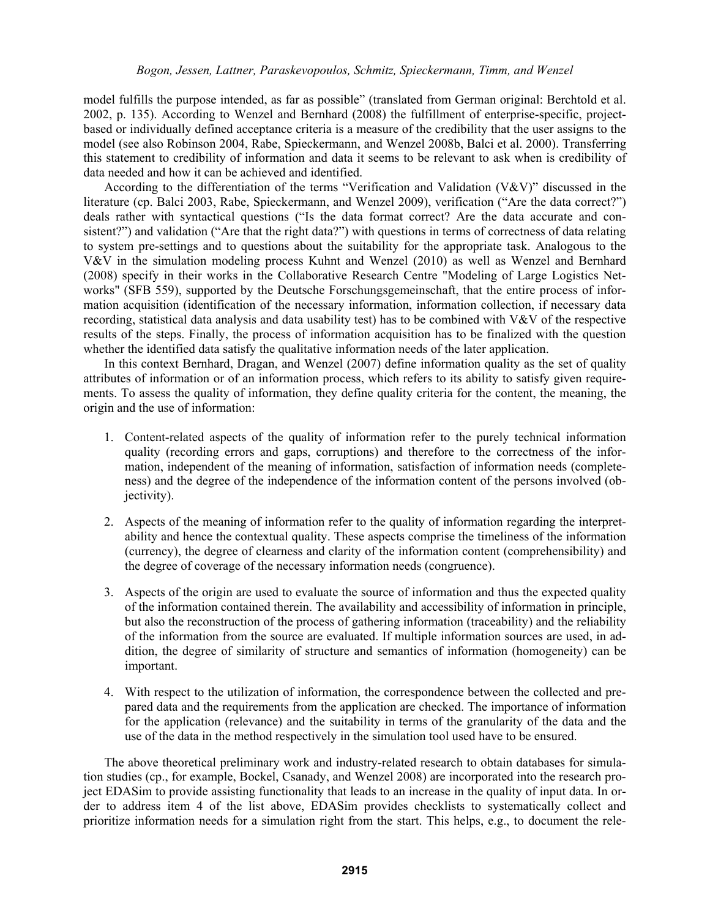model fulfills the purpose intended, as far as possible" (translated from German original: Berchtold et al. 2002, p. 135). According to Wenzel and Bernhard (2008) the fulfillment of enterprise-specific, project-based or individually defined acceptance criteria is a measure of the credibility that the user assigns to the model (see also Robinson 2004, Rabe, Spieckermann, and Wenzel 2008b, Balci et al. 2000). Transferring this statement to credibility of information and data it seems to be relevant to ask when is credibility of data needed and how it can be achieved and identified.

According to the differentiation of the terms "Verification and Validation (V&V)" discussed in the literature (cp. Balci 2003, Rabe, Spieckermann, and Wenzel 2009), verification ("Are the data correct?") deals rather with syntactical questions ("Is the data format correct? Are the data accurate and consistent?") and validation ("Are that the right data?") with questions in terms of correctness of data relating to system pre-settings and to questions about the suitability for the appropriate task. Analogous to the V&V in the simulation modeling process Kuhnt and Wenzel (2010) as well as Wenzel and Bernhard (2008) specify in their works in the Collaborative Research Centre "Modeling of Large Logistics Networks" (SFB 559), supported by the Deutsche Forschungsgemeinschaft, that the entire process of information acquisition (identification of the necessary information, information collection, if necessary data recording, statistical data analysis and data usability test) has to be combined with V&V of the respective results of the steps. Finally, the process of information acquisition has to be finalized with the question whether the identified data satisfy the qualitative information needs of the later application.

In this context Bernhard, Dragan, and Wenzel (2007) define information quality as the set of quality attributes of information or of an information process, which refers to its ability to satisfy given requirements. To assess the quality of information, they define quality criteria for the content, the meaning, the origin and the use of information:

1. Content-related aspects of the quality of information refer to the purely technical information quality (recording errors and gaps, corruptions) and therefore to the correctness of the information, independent of the meaning of information, satisfaction of information needs (completeness) and the degree of the independence of the information content of the persons involved (objectivity).

2. Aspects of the meaning of information refer to the quality of information regarding the interpretability and hence the contextual quality. These aspects comprise the timeliness of the information (currency), the degree of clearness and clarity of the information content (comprehensibility) and the degree of coverage of the necessary information needs (congruence).

3. Aspects of the origin are used to evaluate the source of information and thus the expected quality of the information contained therein. The availability and accessibility of information in principle, but also the reconstruction of the process of gathering information (traceability) and the reliability of the information from the source are evaluated. If multiple information sources are used, in addition, the degree of similarity of structure and semantics of information (homogeneity) can be important.

4. With respect to the utilization of information, the correspondence between the collected and prepared data and the requirements from the application are checked. The importance of information for the application (relevance) and the suitability in terms of the granularity of the data and the use of the data in the method respectively in the simulation tool used have to be ensured.

The above theoretical preliminary work and industry-related research to obtain databases for simulation studies (cp., for example, Bockel, Csanady, and Wenzel 2008) are incorporated into the research project EDASim to provide assisting functionality that leads to an increase in the quality of input data. In order to address item 4 of the list above, EDASim provides checklists to systematically collect and prioritize information needs for a simulation right from the start. This helps, e.g., to document the rele-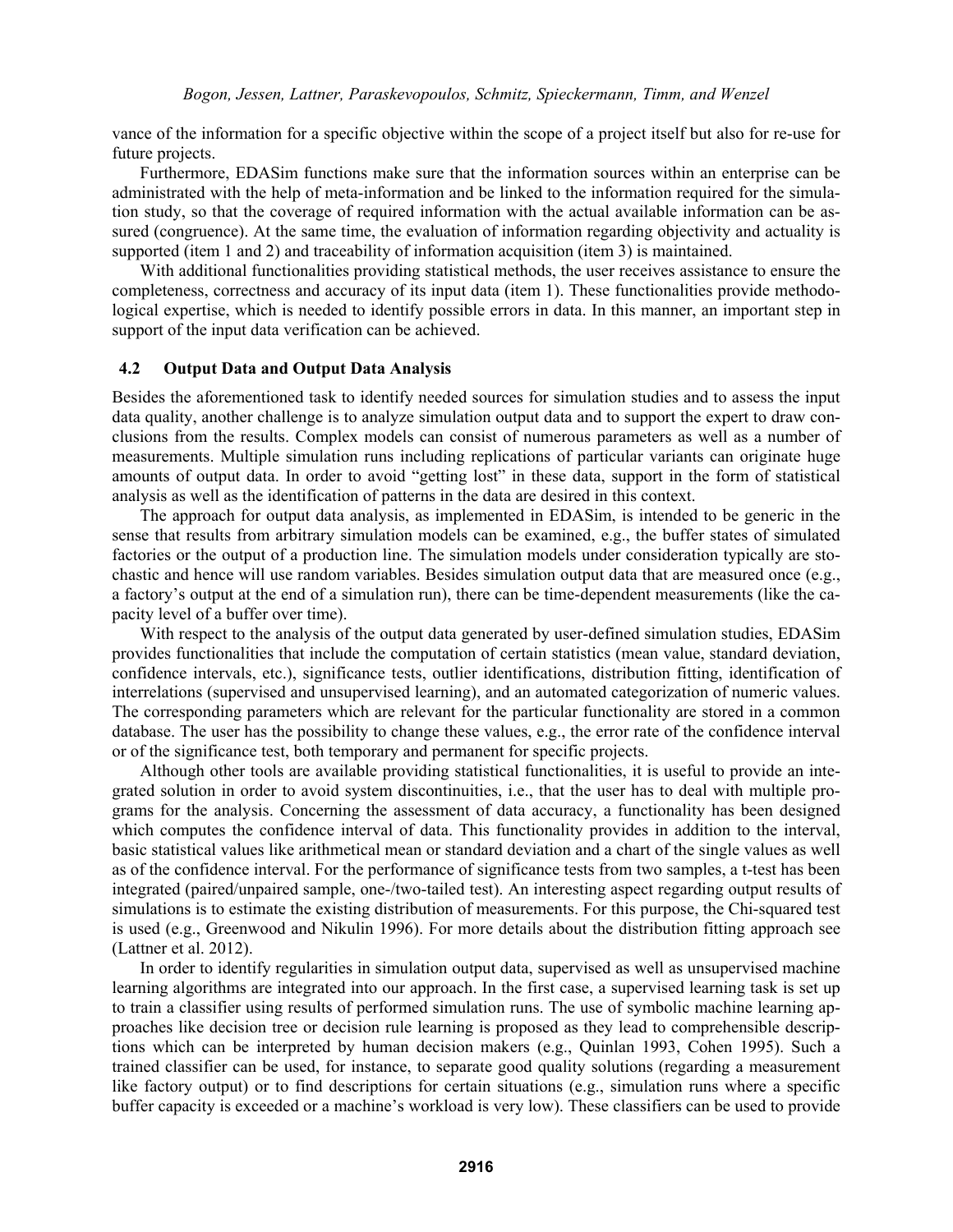vance of the information for a specific objective within the scope of a project itself but also for re-use for future projects.

Furthermore, EDASim functions make sure that the information sources within an enterprise can be administrated with the help of meta-information and be linked to the information required for the simulation study, so that the coverage of required information with the actual available information can be assured (congruence). At the same time, the evaluation of information regarding objectivity and actuality is supported (item 1 and 2) and traceability of information acquisition (item 3) is maintained.

With additional functionalities providing statistical methods, the user receives assistance to ensure the completeness, correctness and accuracy of its input data (item 1). These functionalities provide methodological expertise, which is needed to identify possible errors in data. In this manner, an important step in support of the input data verification can be achieved.

### 4.2 Output Data and Output Data Analysis

Besides the aforementioned task to identify needed sources for simulation studies and to assess the input data quality, another challenge is to analyze simulation output data and to support the expert to draw conclusions from the results. Complex models can consist of numerous parameters as well as a number of measurements. Multiple simulation runs including replications of particular variants can originate huge amounts of output data. In order to avoid "getting lost" in these data, support in the form of statistical analysis as well as the identification of patterns in the data are desired in this context.

The approach for output data analysis, as implemented in EDASim, is intended to be generic in the sense that results from arbitrary simulation models can be examined, e.g., the buffer states of simulated factories or the output of a production line. The simulation models under consideration typically are stochastic and hence will use random variables. Besides simulation output data that are measured once (e.g., a factory's output at the end of a simulation run), there can be time-dependent measurements (like the capacity level of a buffer over time).

With respect to the analysis of the output data generated by user-defined simulation studies, EDASim provides functionalities that include the computation of certain statistics (mean value, standard deviation, confidence intervals, etc.), significance tests, outlier identifications, distribution fitting, identification of interrelations (supervised and unsupervised learning), and an automated categorization of numeric values. The corresponding parameters which are relevant for the particular functionality are stored in a common database. The user has the possibility to change these values, e.g., the error rate of the confidence interval or of the significance test, both temporary and permanent for specific projects.

Although other tools are available providing statistical functionalities, it is useful to provide an integrated solution in order to avoid system discontinuities, i.e., that the user has to deal with multiple programs for the analysis. Concerning the assessment of data accuracy, a functionality has been designed which computes the confidence interval of data. This functionality provides in addition to the interval, basic statistical values like arithmetical mean or standard deviation and a chart of the single values as well as of the confidence interval. For the performance of significance tests from two samples, a t-test has been integrated (paired/unpaired sample, one-/two-tailed test). An interesting aspect regarding output results of simulations is to estimate the existing distribution of measurements. For this purpose, the Chi-squared test is used (e.g., Greenwood and Nikulin 1996). For more details about the distribution fitting approach see (Lattner et al. 2012).

In order to identify regularities in simulation output data, supervised as well as unsupervised machine learning algorithms are integrated into our approach. In the first case, a supervised learning task is set up to train a classifier using results of performed simulation runs. The use of symbolic machine learning approaches like decision tree or decision rule learning is proposed as they lead to comprehensible descriptions which can be interpreted by human decision makers (e.g., Quinlan 1993, Cohen 1995). Such a trained classifier can be used, for instance, to separate good quality solutions (regarding a measurement like factory output) or to find descriptions for certain situations (e.g., simulation runs where a specific buffer capacity is exceeded or a machine's workload is very low). These classifiers can be used to provide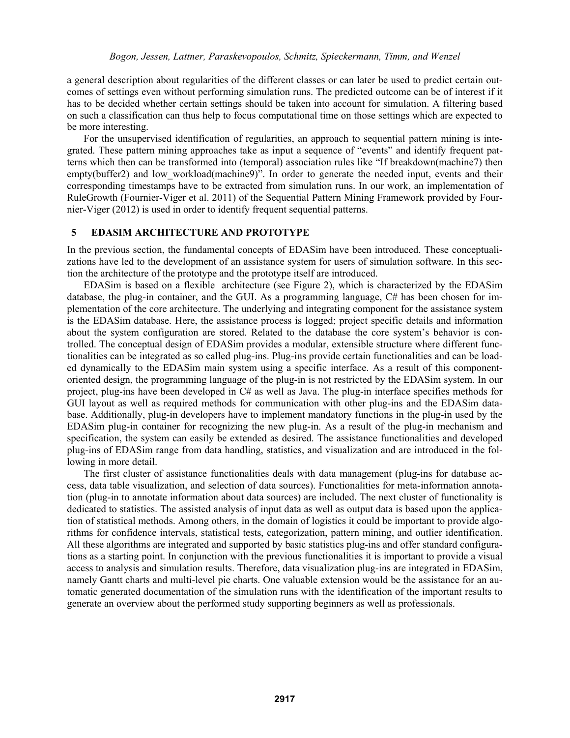a general description about regularities of the different classes or can later be used to predict certain outcomes of settings even without performing simulation runs. The predicted outcome can be of interest if it has to be decided whether certain settings should be taken into account for simulation. A filtering based on such a classification can thus help to focus computational time on those settings which are expected to be more interesting.

For the unsupervised identification of regularities, an approach to sequential pattern mining is integrated. These pattern mining approaches take as input a sequence of "events" and identify frequent patterns which then can be transformed into (temporal) association rules like "If breakdown(machine7) then empty(buffer2) and low_workload(machine9)". In order to generate the needed input, events and their corresponding timestamps have to be extracted from simulation runs. In our work, an implementation of RuleGrowth (Fournier-Viger et al. 2011) of the Sequential Pattern Mining Framework provided by Fournier-Viger (2012) is used in order to identify frequent sequential patterns.

## 5 EDASIM ARCHITECTURE AND PROTOTYPE

In the previous section, the fundamental concepts of EDASim have been introduced. These conceptualizations have led to the development of an assistance system for users of simulation software. In this section the architecture of the prototype and the prototype itself are introduced.

EDASim is based on a flexible architecture (see Figure 2), which is characterized by the EDASim database, the plug-in container, and the GUI. As a programming language, C# has been chosen for implementation of the core architecture. The underlying and integrating component for the assistance system is the EDASim database. Here, the assistance process is logged; project specific details and information about the system configuration are stored. Related to the database the core system's behavior is controlled. The conceptual design of EDASim provides a modular, extensible structure where different functionalities can be integrated as so called plug-ins. Plug-ins provide certain functionalities and can be loaded dynamically to the EDASim main system using a specific interface. As a result of this component-oriented design, the programming language of the plug-in is not restricted by the EDASim system. In our project, plug-ins have been developed in C# as well as Java. The plug-in interface specifies methods for GUI layout as well as required methods for communication with other plug-ins and the EDASim database. Additionally, plug-in developers have to implement mandatory functions in the plug-in used by the EDASim plug-in container for recognizing the new plug-in. As a result of the plug-in mechanism and specification, the system can easily be extended as desired. The assistance functionalities and developed plug-ins of EDASim range from data handling, statistics, and visualization and are introduced in the following in more detail.

The first cluster of assistance functionalities deals with data management (plug-ins for database access, data table visualization, and selection of data sources). Functionalities for meta-information annotation (plug-in to annotate information about data sources) are included. The next cluster of functionality is dedicated to statistics. The assisted analysis of input data as well as output data is based upon the application of statistical methods. Among others, in the domain of logistics it could be important to provide algorithms for confidence intervals, statistical tests, categorization, pattern mining, and outlier identification. All these algorithms are integrated and supported by basic statistics plug-ins and offer standard configurations as a starting point. In conjunction with the previous functionalities it is important to provide a visual access to analysis and simulation results. Therefore, data visualization plug-ins are integrated in EDASim, namely Gantt charts and multi-level pie charts. One valuable extension would be the assistance for an automatic generated documentation of the simulation runs with the identification of the important results to generate an overview about the performed study supporting beginners as well as professionals.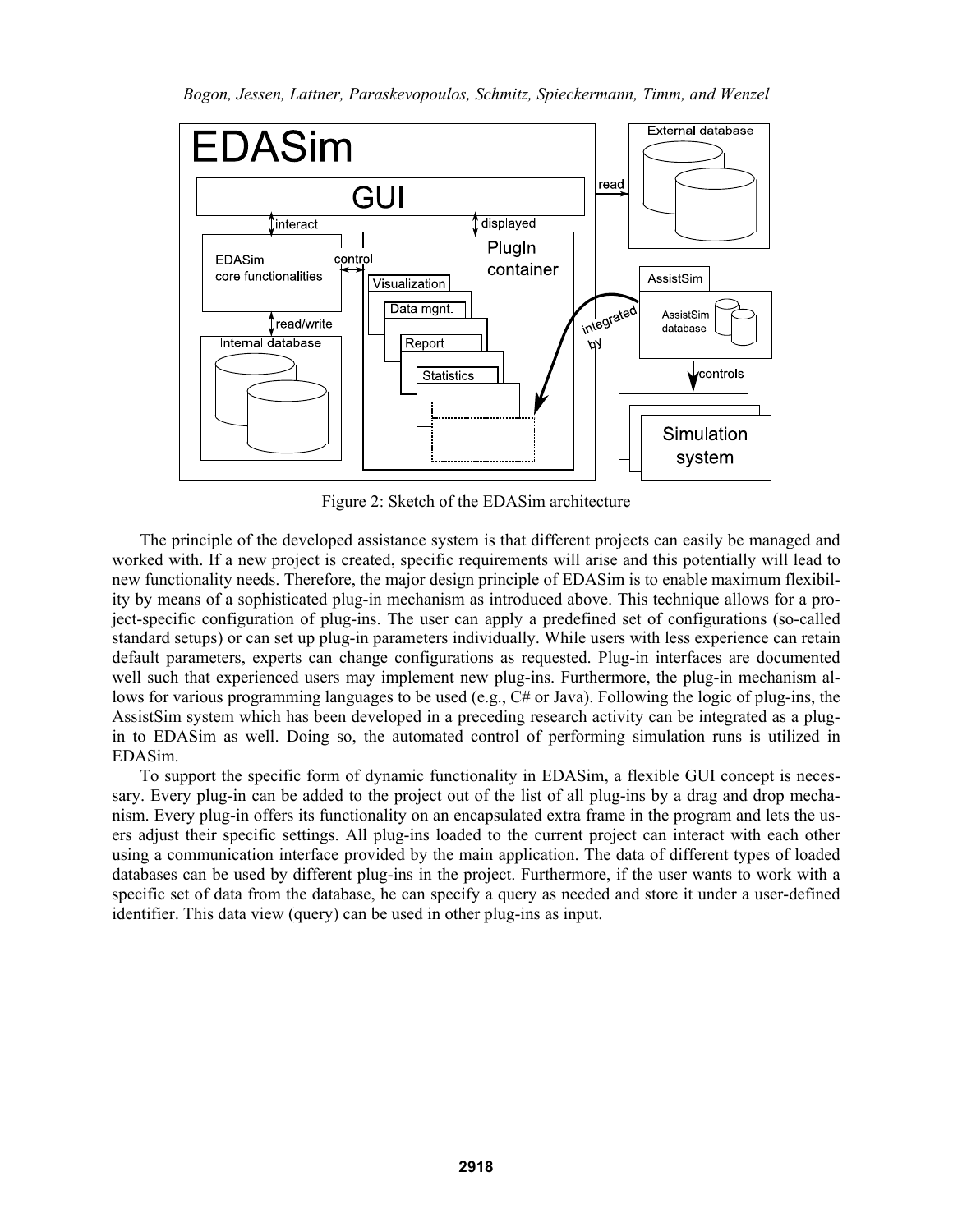EDASim

GUI

interact

displayed

read

External database

EDASim core functionalities

control

PlugIn container

Visualization

Data mgnt.

Report

Statistics

read/write

Internal database

AssistSim

AssistSim database

integrated by

controls

Simulation system

Figure 2: Sketch of the EDASim architecture

The principle of the developed assistance system is that different projects can easily be managed and worked with. If a new project is created, specific requirements will arise and this potentially will lead to new functionality needs. Therefore, the major design principle of EDASim is to enable maximum flexibility by means of a sophisticated plug-in mechanism as introduced above. This technique allows for a project-specific configuration of plug-ins. The user can apply a predefined set of configurations (so-called standard setups) or can set up plug-in parameters individually. While users with less experience can retain default parameters, experts can change configurations as requested. Plug-in interfaces are documented well such that experienced users may implement new plug-ins. Furthermore, the plug-in mechanism allows for various programming languages to be used (e.g., C# or Java). Following the logic of plug-ins, the AssistSim system which has been developed in a preceding research activity can be integrated as a plug-in to EDASim as well. Doing so, the automated control of performing simulation runs is utilized in EDASim.

To support the specific form of dynamic functionality in EDASim, a flexible GUI concept is necessary. Every plug-in can be added to the project out of the list of all plug-ins by a drag and drop mechanism. Every plug-in offers its functionality on an encapsulated extra frame in the program and lets the users adjust their specific settings. All plug-ins loaded to the current project can interact with each other using a communication interface provided by the main application. The data of different types of loaded databases can be used by different plug-ins in the project. Furthermore, if the user wants to work with a specific set of data from the database, he can specify a query as needed and store it under a user-defined identifier. This data view (query) can be used in other plug-ins as input.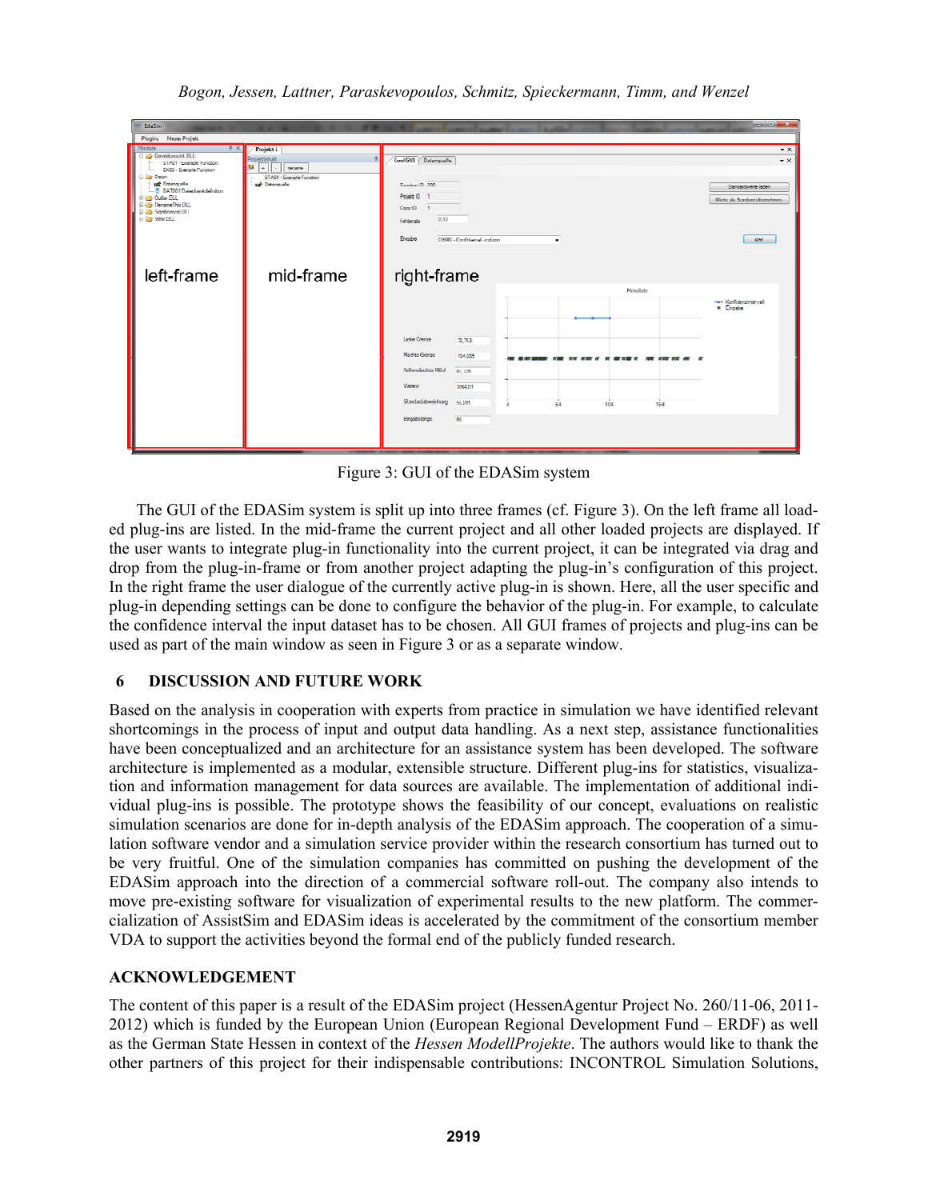Figure 3: GUI of the EDASim system

The GUI of the EDASim system is split up into three frames (cf. Figure 3). On the left frame all loaded plug-ins are listed. In the mid-frame the current project and all other loaded projects are displayed. If the user wants to integrate plug-in functionality into the current project, it can be integrated via drag and drop from the plug-in-frame or from another project adapting the plug-in's configuration of this project. In the right frame the user dialogue of the currently active plug-in is shown. Here, all the user specific and plug-in depending settings can be done to configure the behavior of the plug-in. For example, to calculate the confidence interval the input dataset has to be chosen. All GUI frames of projects and plug-ins can be used as part of the main window as seen in Figure 3 or as a separate window.

## 6 DISCUSSION AND FUTURE WORK

Based on the analysis in cooperation with experts from practice in simulation we have identified relevant shortcomings in the process of input and output data handling. As a next step, assistance functionalities have been conceptualized and an architecture for an assistance system has been developed. The software architecture is implemented as a modular, extensible structure. Different plug-ins for statistics, visualization and information management for data sources are available. The implementation of additional individual plug-ins is possible. The prototype shows the feasibility of our concept, evaluations on realistic simulation scenarios are done for in-depth analysis of the EDASim approach. The cooperation of a simulation software vendor and a simulation service provider within the research consortium has turned out to be very fruitful. One of the simulation companies has committed on pushing the development of the EDASim approach into the direction of a commercial software roll-out. The company also intends to move pre-existing software for visualization of experimental results to the new platform. The commercialization of AssistSim and EDASim ideas is accelerated by the commitment of the consortium member VDA to support the activities beyond the formal end of the publicly funded research.

## ACKNOWLEDGEMENT

The content of this paper is a result of the EDASim project (HessenAgentur Project No. 260/11-06, 2011-2012) which is funded by the European Union (European Regional Development Fund – ERDF) as well as the German State Hessen in context of the *Hessen ModellProjekte*. The authors would like to thank the other partners of this project for their indispensable contributions: INCONTROL Simulation Solutions,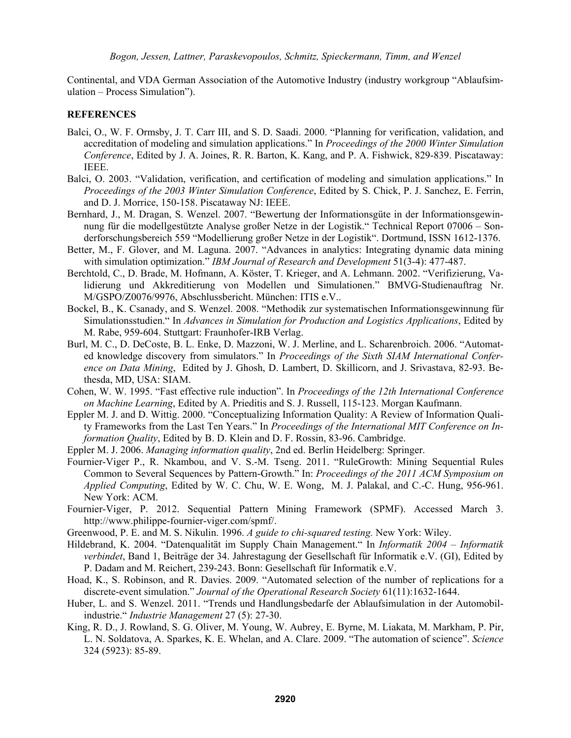Continental, and VDA German Association of the Automotive Industry (industry workgroup "Ablaufsimulation – Process Simulation").

## REFERENCES

Balci, O., W. F. Ormsby, J. T. Carr III, and S. D. Saadi. 2000. "Planning for verification, validation, and accreditation of modeling and simulation applications." In *Proceedings of the 2000 Winter Simulation Conference*, Edited by J. A. Joines, R. R. Barton, K. Kang, and P. A. Fishwick, 829-839. Piscataway: IEEE.

Balci, O. 2003. "Validation, verification, and certification of modeling and simulation applications." In *Proceedings of the 2003 Winter Simulation Conference*, Edited by S. Chick, P. J. Sanchez, E. Ferrin, and D. J. Morrice, 150-158. Piscataway NJ: IEEE.

Bernhard, J., M. Dragan, S. Wenzel. 2007. "Bewertung der Informationsgüte in der Informationsgewinnung für die modellgestützte Analyse großer Netze in der Logistik." Technical Report 07006 – Sonderforschungsbereich 559 "Modellierung großer Netze in der Logistik". Dortmund, ISSN 1612-1376.

Better, M., F. Glover, and M. Laguna. 2007. "Advances in analytics: Integrating dynamic data mining with simulation optimization." *IBM Journal of Research and Development* 51(3-4): 477-487.

Berchtold, C., D. Brade, M. Hofmann, A. Köster, T. Krieger, and A. Lehmann. 2002. "Verifizierung, Validierung und Akkreditierung von Modellen und Simulationen." BMVG-Studienauftrag Nr. M/GSPO/Z0076/9976, Abschlussbericht. München: ITIS e.V..

Bockel, B., K. Csanady, and S. Wenzel. 2008. "Methodik zur systematischen Informationsgewinnung für Simulationsstudien." In *Advances in Simulation for Production and Logistics Applications*, Edited by M. Rabe, 959-604. Stuttgart: Fraunhofer-IRB Verlag.

Burl, M. C., D. DeCoste, B. L. Enke, D. Mazzoni, W. J. Merline, and L. Scharenbroich. 2006. "Automated knowledge discovery from simulators." In *Proceedings of the Sixth SIAM International Conference on Data Mining*, Edited by J. Ghosh, D. Lambert, D. Skillicorn, and J. Srivastava, 82-93. Bethesda, MD, USA: SIAM.

Cohen, W. W. 1995. "Fast effective rule induction". In *Proceedings of the 12th International Conference on Machine Learning*, Edited by A. Prieditis and S. J. Russell, 115-123. Morgan Kaufmann.

Eppler M. J. and D. Wittig. 2000. "Conceptualizing Information Quality: A Review of Information Quality Frameworks from the Last Ten Years." In *Proceedings of the International MIT Conference on Information Quality*, Edited by B. D. Klein and D. F. Rossin, 83-96. Cambridge.

Eppler M. J. 2006. *Managing information quality*, 2nd ed. Berlin Heidelberg: Springer.

Fournier-Viger P., R. Nkambou, and V. S.-M. Tseng. 2011. "RuleGrowth: Mining Sequential Rules Common to Several Sequences by Pattern-Growth." In: *Proceedings of the 2011 ACM Symposium on Applied Computing*, Edited by W. C. Chu, W. E. Wong, M. J. Palakal, and C.-C. Hung, 956-961. New York: ACM.

Fournier-Viger, P. 2012. Sequential Pattern Mining Framework (SPMF). Accessed March 3. http://www.philippe-fournier-viger.com/spmf/.

Greenwood, P. E. and M. S. Nikulin. 1996. *A guide to chi-squared testing.* New York: Wiley.

Hildebrand, K. 2004. "Datenqualität im Supply Chain Management." In *Informatik 2004 – Informatik verbindet*, Band 1, Beiträge der 34. Jahrestagung der Gesellschaft für Informatik e.V. (GI), Edited by P. Dadam and M. Reichert, 239-243. Bonn: Gesellschaft für Informatik e.V.

Hoad, K., S. Robinson, and R. Davies. 2009. "Automated selection of the number of replications for a discrete-event simulation." *Journal of the Operational Research Society* 61(11):1632-1644.

Huber, L. and S. Wenzel. 2011. "Trends und Handlungsbedarfe der Ablaufsimulation in der Automobilindustrie." *Industrie Management* 27 (5): 27-30.

King, R. D., J. Rowland, S. G. Oliver, M. Young, W. Aubrey, E. Byrne, M. Liakata, M. Markham, P. Pir, L. N. Soldatova, A. Sparkes, K. E. Whelan, and A. Clare. 2009. "The automation of science". *Science* 324 (5923): 85-89.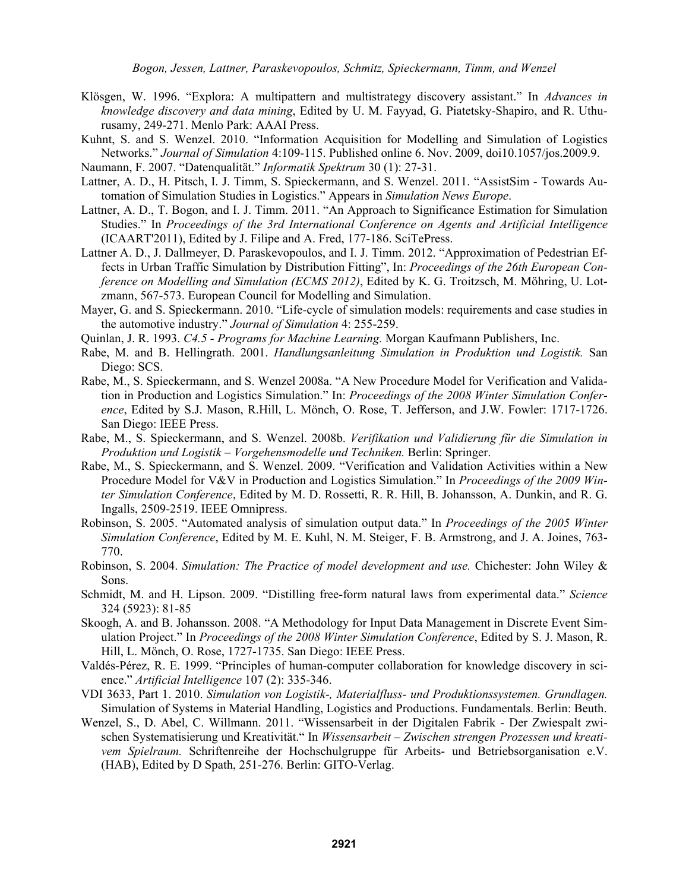Klösgen, W. 1996. "Explora: A multipattern and multistrategy discovery assistant." In *Advances in knowledge discovery and data mining*, Edited by U. M. Fayyad, G. Piatetsky-Shapiro, and R. Uthurusamy, 249-271. Menlo Park: AAAI Press.

Kuhnt, S. and S. Wenzel. 2010. "Information Acquisition for Modelling and Simulation of Logistics Networks." *Journal of Simulation* 4:109-115. Published online 6. Nov. 2009, doi10.1057/jos.2009.9.

Naumann, F. 2007. "Datenqualität." *Informatik Spektrum* 30 (1): 27-31.

Lattner, A. D., H. Pitsch, I. J. Timm, S. Spieckermann, and S. Wenzel. 2011. "AssistSim - Towards Automation of Simulation Studies in Logistics." Appears in *Simulation News Europe*.

Lattner, A. D., T. Bogon, and I. J. Timm. 2011. "An Approach to Significance Estimation for Simulation Studies." In *Proceedings of the 3rd International Conference on Agents and Artificial Intelligence* (ICAART'2011), Edited by J. Filipe and A. Fred, 177-186. SciTePress.

Lattner A. D., J. Dallmeyer, D. Paraskevopoulos, and I. J. Timm. 2012. "Approximation of Pedestrian Effects in Urban Traffic Simulation by Distribution Fitting", In: *Proceedings of the 26th European Conference on Modelling and Simulation (ECMS 2012)*, Edited by K. G. Troitzsch, M. Möhring, U. Lotzmann, 567-573. European Council for Modelling and Simulation.

Mayer, G. and S. Spieckermann. 2010. "Life-cycle of simulation models: requirements and case studies in the automotive industry." *Journal of Simulation* 4: 255-259.

Quinlan, J. R. 1993. *C4.5 - Programs for Machine Learning.* Morgan Kaufmann Publishers, Inc.

Rabe, M. and B. Hellingrath. 2001. *Handlungsanleitung Simulation in Produktion und Logistik.* San Diego: SCS.

Rabe, M., S. Spieckermann, and S. Wenzel 2008a. "A New Procedure Model for Verification and Validation in Production and Logistics Simulation." In: *Proceedings of the 2008 Winter Simulation Conference*, Edited by S.J. Mason, R.Hill, L. Mönch, O. Rose, T. Jefferson, and J.W. Fowler: 1717-1726. San Diego: IEEE Press.

Rabe, M., S. Spieckermann, and S. Wenzel. 2008b. *Verifikation und Validierung für die Simulation in Produktion und Logistik – Vorgehensmodelle und Techniken.* Berlin: Springer.

Rabe, M., S. Spieckermann, and S. Wenzel. 2009. "Verification and Validation Activities within a New Procedure Model for V&V in Production and Logistics Simulation." In *Proceedings of the 2009 Winter Simulation Conference*, Edited by M. D. Rossetti, R. R. Hill, B. Johansson, A. Dunkin, and R. G. Ingalls, 2509-2519. IEEE Omnipress.

Robinson, S. 2005. "Automated analysis of simulation output data." In *Proceedings of the 2005 Winter Simulation Conference*, Edited by M. E. Kuhl, N. M. Steiger, F. B. Armstrong, and J. A. Joines, 763-770.

Robinson, S. 2004. *Simulation: The Practice of model development and use.* Chichester: John Wiley & Sons.

Schmidt, M. and H. Lipson. 2009. "Distilling free-form natural laws from experimental data." *Science* 324 (5923): 81-85

Skoogh, A. and B. Johansson. 2008. "A Methodology for Input Data Management in Discrete Event Simulation Project." In *Proceedings of the 2008 Winter Simulation Conference*, Edited by S. J. Mason, R. Hill, L. Mönch, O. Rose, 1727-1735. San Diego: IEEE Press.

Valdés-Pérez, R. E. 1999. "Principles of human-computer collaboration for knowledge discovery in science." *Artificial Intelligence* 107 (2): 335-346.

VDI 3633, Part 1. 2010. *Simulation von Logistik-, Materialfluss- und Produktionssystemen. Grundlagen.* Simulation of Systems in Material Handling, Logistics and Productions. Fundamentals. Berlin: Beuth.

Wenzel, S., D. Abel, C. Willmann. 2011. "Wissensarbeit in der Digitalen Fabrik - Der Zwiespalt zwischen Systematisierung und Kreativität." In *Wissensarbeit – Zwischen strengen Prozessen und kreativem Spielraum.* Schriftenreihe der Hochschulgruppe für Arbeits- und Betriebsorganisation e.V. (HAB), Edited by D Spath, 251-276. Berlin: GITO-Verlag.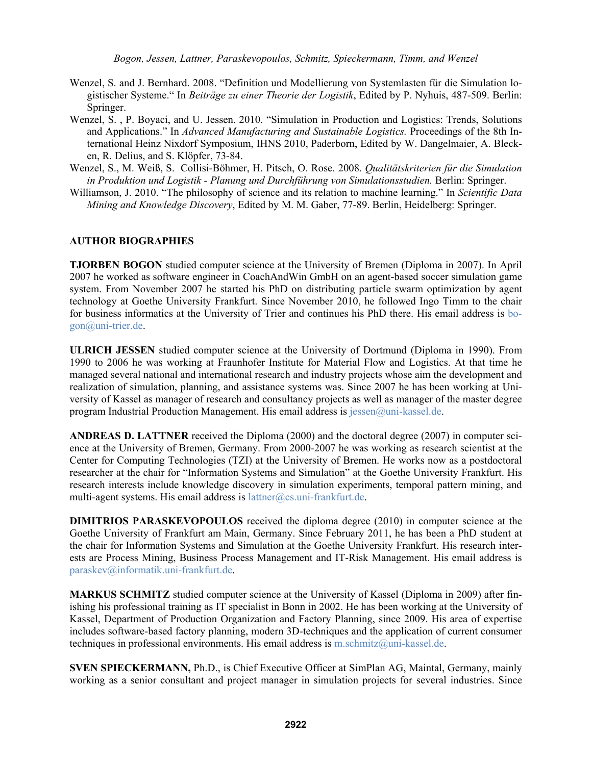Wenzel, S. and J. Bernhard. 2008. "Definition und Modellierung von Systemlasten für die Simulation logistischer Systeme." In *Beiträge zu einer Theorie der Logistik*, Edited by P. Nyhuis, 487-509. Berlin: Springer.

Wenzel, S. , P. Boyaci, and U. Jessen. 2010. "Simulation in Production and Logistics: Trends, Solutions and Applications." In *Advanced Manufacturing and Sustainable Logistics.* Proceedings of the 8th International Heinz Nixdorf Symposium, IHNS 2010, Paderborn, Edited by W. Dangelmaier, A. Blecken, R. Delius, and S. Klöpfer, 73-84.

Wenzel, S., M. Weiß, S. Collisi-Böhmer, H. Pitsch, O. Rose. 2008. *Qualitätskriterien für die Simulation in Produktion und Logistik - Planung und Durchführung von Simulationsstudien.* Berlin: Springer.

Williamson, J. 2010. "The philosophy of science and its relation to machine learning." In *Scientific Data Mining and Knowledge Discovery*, Edited by M. M. Gaber, 77-89. Berlin, Heidelberg: Springer.

## AUTHOR BIOGRAPHIES

**TJORBEN BOGON** studied computer science at the University of Bremen (Diploma in 2007). In April 2007 he worked as software engineer in CoachAndWin GmbH on an agent-based soccer simulation game system. From November 2007 he started his PhD on distributing particle swarm optimization by agent technology at Goethe University Frankfurt. Since November 2010, he followed Ingo Timm to the chair for business informatics at the University of Trier and continues his PhD there. His email address is bogon@uni-trier.de.

**ULRICH JESSEN** studied computer science at the University of Dortmund (Diploma in 1990). From 1990 to 2006 he was working at Fraunhofer Institute for Material Flow and Logistics. At that time he managed several national and international research and industry projects whose aim the development and realization of simulation, planning, and assistance systems was. Since 2007 he has been working at University of Kassel as manager of research and consultancy projects as well as manager of the master degree program Industrial Production Management. His email address is jessen@uni-kassel.de.

**ANDREAS D. LATTNER** received the Diploma (2000) and the doctoral degree (2007) in computer science at the University of Bremen, Germany. From 2000-2007 he was working as research scientist at the Center for Computing Technologies (TZI) at the University of Bremen. He works now as a postdoctoral researcher at the chair for "Information Systems and Simulation" at the Goethe University Frankfurt. His research interests include knowledge discovery in simulation experiments, temporal pattern mining, and multi-agent systems. His email address is lattner@cs.uni-frankfurt.de.

**DIMITRIOS PARASKEVOPOULOS** received the diploma degree (2010) in computer science at the Goethe University of Frankfurt am Main, Germany. Since February 2011, he has been a PhD student at the chair for Information Systems and Simulation at the Goethe University Frankfurt. His research interests are Process Mining, Business Process Management and IT-Risk Management. His email address is paraskev@informatik.uni-frankfurt.de.

**MARKUS SCHMITZ** studied computer science at the University of Kassel (Diploma in 2009) after finishing his professional training as IT specialist in Bonn in 2002. He has been working at the University of Kassel, Department of Production Organization and Factory Planning, since 2009. His area of expertise includes software-based factory planning, modern 3D-techniques and the application of current consumer techniques in professional environments. His email address is m.schmitz@uni-kassel.de.

**SVEN SPIECKERMANN,** Ph.D., is Chief Executive Officer at SimPlan AG, Maintal, Germany, mainly working as a senior consultant and project manager in simulation projects for several industries. Since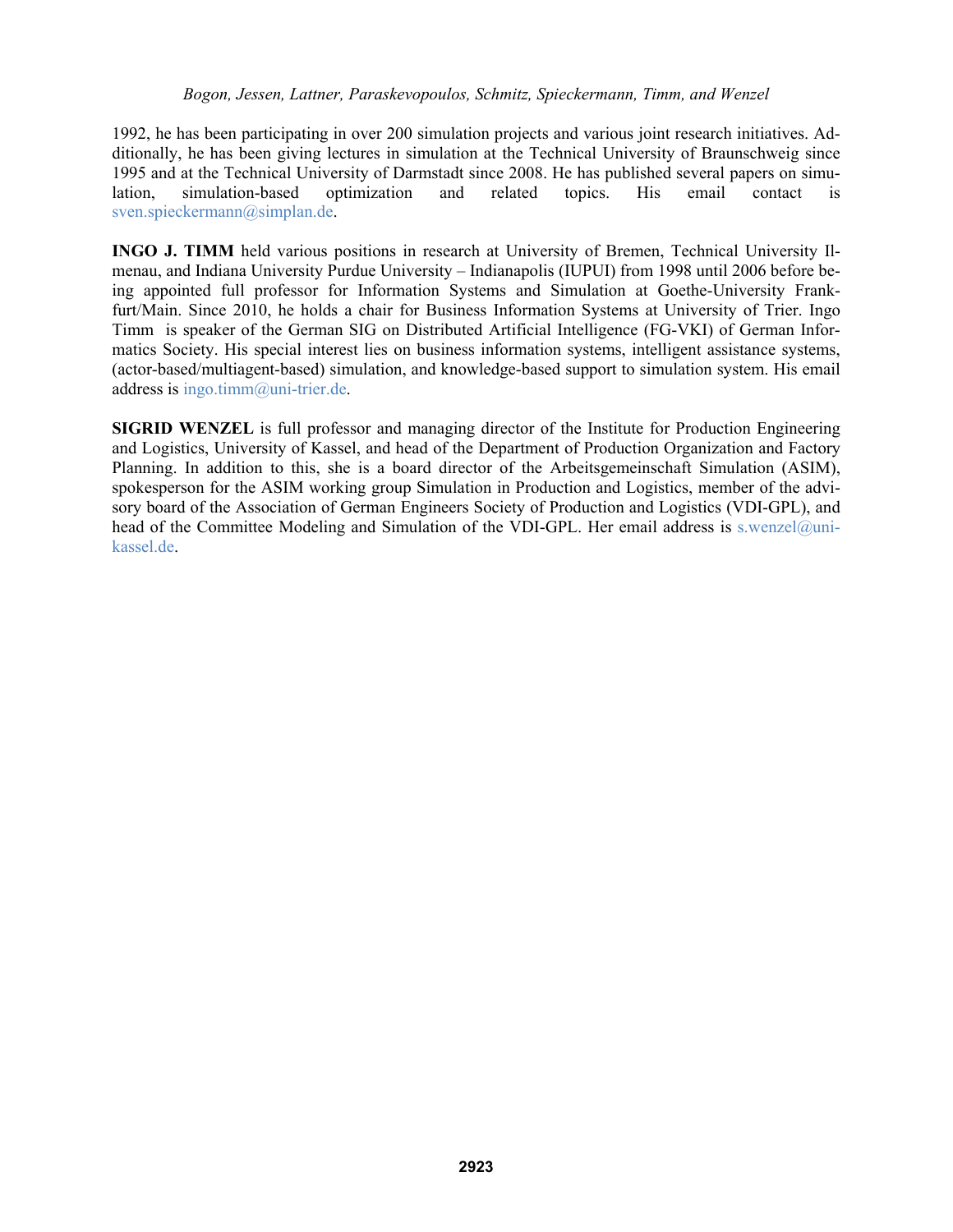1992, he has been participating in over 200 simulation projects and various joint research initiatives. Additionally, he has been giving lectures in simulation at the Technical University of Braunschweig since 1995 and at the Technical University of Darmstadt since 2008. He has published several papers on simulation, simulation-based optimization and related topics. His email contact is sven.spieckermann@simplan.de.

**INGO J. TIMM** held various positions in research at University of Bremen, Technical University Ilmenau, and Indiana University Purdue University – Indianapolis (IUPUI) from 1998 until 2006 before being appointed full professor for Information Systems and Simulation at Goethe-University Frankfurt/Main. Since 2010, he holds a chair for Business Information Systems at University of Trier. Ingo Timm is speaker of the German SIG on Distributed Artificial Intelligence (FG-VKI) of German Informatics Society. His special interest lies on business information systems, intelligent assistance systems, (actor-based/multiagent-based) simulation, and knowledge-based support to simulation system. His email address is ingo.timm@uni-trier.de.

**SIGRID WENZEL** is full professor and managing director of the Institute for Production Engineering and Logistics, University of Kassel, and head of the Department of Production Organization and Factory Planning. In addition to this, she is a board director of the Arbeitsgemeinschaft Simulation (ASIM), spokesperson for the ASIM working group Simulation in Production and Logistics, member of the advisory board of the Association of German Engineers Society of Production and Logistics (VDI-GPL), and head of the Committee Modeling and Simulation of the VDI-GPL. Her email address is s.wenzel@uni-kassel.de.